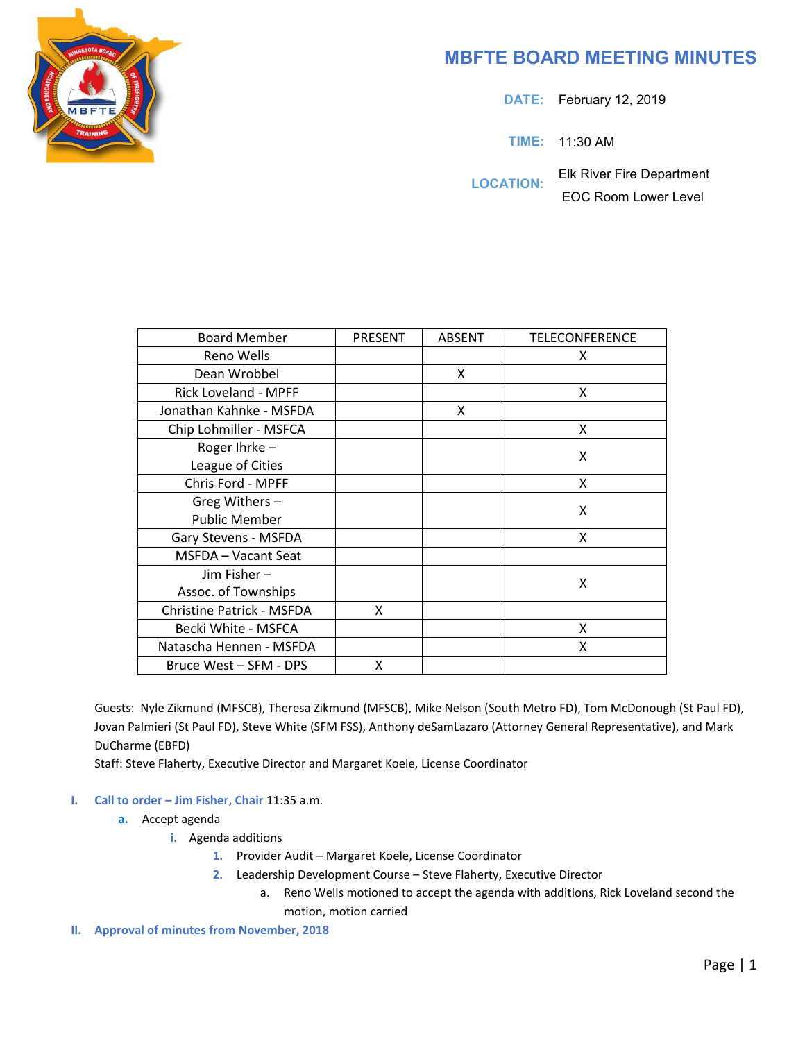# MBFTE BOARD MEETING MINUTES

**DATE:** February 12, 2019

**TIME:** 11:30 AM

**LOCATION:** Elk River Fire Department
EOC Room Lower Level

| Board Member | PRESENT | ABSENT | TELECONFERENCE |
|---|---|---|---|
| Reno Wells | | | X |
| Dean Wrobbel | | X | |
| Rick Loveland - MPFF | | | X |
| Jonathan Kahnke - MSFDA | | X | |
| Chip Lohmiller - MSFCA | | | X |
| Roger Ihrke – League of Cities | | | X |
| Chris Ford - MPFF | | | X |
| Greg Withers – Public Member | | | X |
| Gary Stevens - MSFDA | | | X |
| MSFDA – Vacant Seat | | | |
| Jim Fisher – Assoc. of Townships | | | X |
| Christine Patrick - MSFDA | X | | |
| Becki White - MSFCA | | | X |
| Natascha Hennen - MSFDA | | | X |
| Bruce West – SFM - DPS | X | | |

Guests: Nyle Zikmund (MFSCB), Theresa Zikmund (MFSCB), Mike Nelson (South Metro FD), Tom McDonough (St Paul FD), Jovan Palmieri (St Paul FD), Steve White (SFM FSS), Anthony deSamLazaro (Attorney General Representative), and Mark DuCharme (EBFD)

Staff: Steve Flaherty, Executive Director and Margaret Koele, License Coordinator

I. **Call to order – Jim Fisher, Chair** 11:35 a.m.
   a. Accept agenda
      i. Agenda additions
         1. Provider Audit – Margaret Koele, License Coordinator
         2. Leadership Development Course – Steve Flaherty, Executive Director
            a. Reno Wells motioned to accept the agenda with additions, Rick Loveland second the motion, motion carried

II. **Approval of minutes from November, 2018**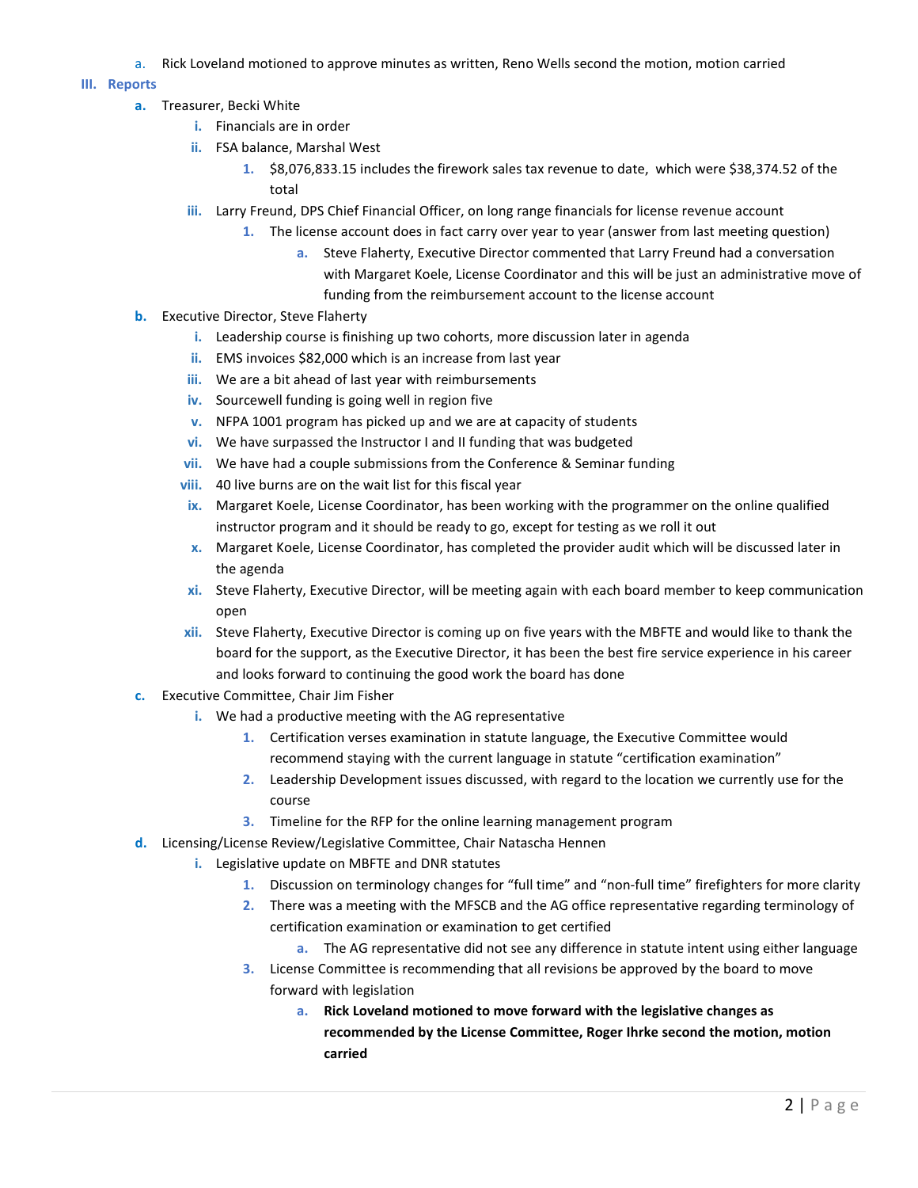a. Rick Loveland motioned to approve minutes as written, Reno Wells second the motion, motion carried

## III. Reports

a. Treasurer, Becki White
   i. Financials are in order
   ii. FSA balance, Marshal West
      1. $8,076,833.15 includes the firework sales tax revenue to date, which were $38,374.52 of the total
   iii. Larry Freund, DPS Chief Financial Officer, on long range financials for license revenue account
      1. The license account does in fact carry over year to year (answer from last meeting question)
         a. Steve Flaherty, Executive Director commented that Larry Freund had a conversation with Margaret Koele, License Coordinator and this will be just an administrative move of funding from the reimbursement account to the license account

b. Executive Director, Steve Flaherty
   i. Leadership course is finishing up two cohorts, more discussion later in agenda
   ii. EMS invoices $82,000 which is an increase from last year
   iii. We are a bit ahead of last year with reimbursements
   iv. Sourcewell funding is going well in region five
   v. NFPA 1001 program has picked up and we are at capacity of students
   vi. We have surpassed the Instructor I and II funding that was budgeted
   vii. We have had a couple submissions from the Conference & Seminar funding
   viii. 40 live burns are on the wait list for this fiscal year
   ix. Margaret Koele, License Coordinator, has been working with the programmer on the online qualified instructor program and it should be ready to go, except for testing as we roll it out
   x. Margaret Koele, License Coordinator, has completed the provider audit which will be discussed later in the agenda
   xi. Steve Flaherty, Executive Director, will be meeting again with each board member to keep communication open
   xii. Steve Flaherty, Executive Director is coming up on five years with the MBFTE and would like to thank the board for the support, as the Executive Director, it has been the best fire service experience in his career and looks forward to continuing the good work the board has done

c. Executive Committee, Chair Jim Fisher
   i. We had a productive meeting with the AG representative
      1. Certification verses examination in statute language, the Executive Committee would recommend staying with the current language in statute "certification examination"
      2. Leadership Development issues discussed, with regard to the location we currently use for the course
      3. Timeline for the RFP for the online learning management program

d. Licensing/License Review/Legislative Committee, Chair Natascha Hennen
   i. Legislative update on MBFTE and DNR statutes
      1. Discussion on terminology changes for "full time" and "non-full time" firefighters for more clarity
      2. There was a meeting with the MFSCB and the AG office representative regarding terminology of certification examination or examination to get certified
         a. The AG representative did not see any difference in statute intent using either language
      3. License Committee is recommending that all revisions be approved by the board to move forward with legislation
         a. **Rick Loveland motioned to move forward with the legislative changes as recommended by the License Committee, Roger Ihrke second the motion, motion carried**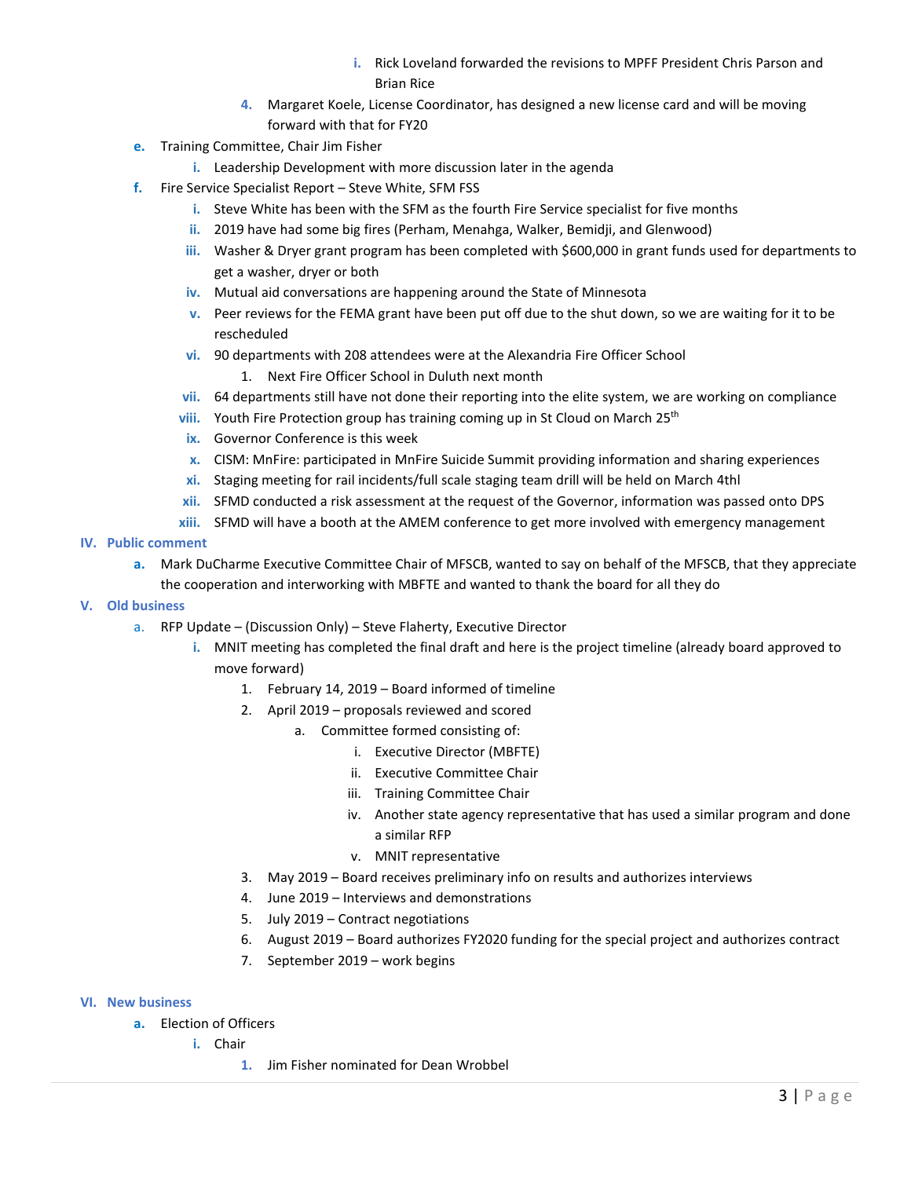i. Rick Loveland forwarded the revisions to MPFF President Chris Parson and Brian Rice
        4. Margaret Koele, License Coordinator, has designed a new license card and will be moving forward with that for FY20

e. Training Committee, Chair Jim Fisher
    i. Leadership Development with more discussion later in the agenda

f. Fire Service Specialist Report – Steve White, SFM FSS
    i. Steve White has been with the SFM as the fourth Fire Service specialist for five months
    ii. 2019 have had some big fires (Perham, Menahga, Walker, Bemidji, and Glenwood)
    iii. Washer & Dryer grant program has been completed with $600,000 in grant funds used for departments to get a washer, dryer or both
    iv. Mutual aid conversations are happening around the State of Minnesota
    v. Peer reviews for the FEMA grant have been put off due to the shut down, so we are waiting for it to be rescheduled
    vi. 90 departments with 208 attendees were at the Alexandria Fire Officer School
        1. Next Fire Officer School in Duluth next month
    vii. 64 departments still have not done their reporting into the elite system, we are working on compliance
    viii. Youth Fire Protection group has training coming up in St Cloud on March 25th
    ix. Governor Conference is this week
    x. CISM: MnFire: participated in MnFire Suicide Summit providing information and sharing experiences
    xi. Staging meeting for rail incidents/full scale staging team drill will be held on March 4thl
    xii. SFMD conducted a risk assessment at the request of the Governor, information was passed onto DPS
    xiii. SFMD will have a booth at the AMEM conference to get more involved with emergency management

## IV. Public comment

a. Mark DuCharme Executive Committee Chair of MFSCB, wanted to say on behalf of the MFSCB, that they appreciate the cooperation and interworking with MBFTE and wanted to thank the board for all they do

## V. Old business

a. RFP Update – (Discussion Only) – Steve Flaherty, Executive Director
    i. MNIT meeting has completed the final draft and here is the project timeline (already board approved to move forward)
        1. February 14, 2019 – Board informed of timeline
        2. April 2019 – proposals reviewed and scored
            a. Committee formed consisting of:
                i. Executive Director (MBFTE)
                ii. Executive Committee Chair
                iii. Training Committee Chair
                iv. Another state agency representative that has used a similar program and done a similar RFP
                v. MNIT representative
        3. May 2019 – Board receives preliminary info on results and authorizes interviews
        4. June 2019 – Interviews and demonstrations
        5. July 2019 – Contract negotiations
        6. August 2019 – Board authorizes FY2020 funding for the special project and authorizes contract
        7. September 2019 – work begins

## VI. New business

a. Election of Officers
    i. Chair
        1. Jim Fisher nominated for Dean Wrobbel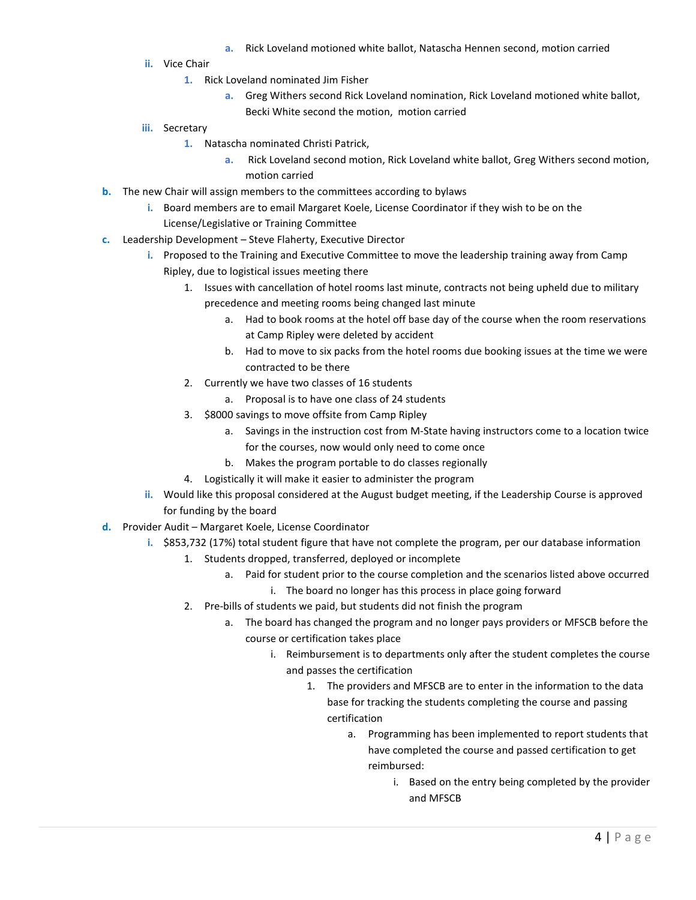a. Rick Loveland motioned white ballot, Natascha Hennen second, motion carried

    ii. Vice Chair

        1. Rick Loveland nominated Jim Fisher

            a. Greg Withers second Rick Loveland nomination, Rick Loveland motioned white ballot, Becki White second the motion, motion carried

    iii. Secretary

        1. Natascha nominated Christi Patrick,

            a. Rick Loveland second motion, Rick Loveland white ballot, Greg Withers second motion, motion carried

b. The new Chair will assign members to the committees according to bylaws

    i. Board members are to email Margaret Koele, License Coordinator if they wish to be on the License/Legislative or Training Committee

c. Leadership Development – Steve Flaherty, Executive Director

    i. Proposed to the Training and Executive Committee to move the leadership training away from Camp Ripley, due to logistical issues meeting there

        1. Issues with cancellation of hotel rooms last minute, contracts not being upheld due to military precedence and meeting rooms being changed last minute

            a. Had to book rooms at the hotel off base day of the course when the room reservations at Camp Ripley were deleted by accident

            b. Had to move to six packs from the hotel rooms due booking issues at the time we were contracted to be there

        2. Currently we have two classes of 16 students

            a. Proposal is to have one class of 24 students

        3. $8000 savings to move offsite from Camp Ripley

            a. Savings in the instruction cost from M-State having instructors come to a location twice for the courses, now would only need to come once

            b. Makes the program portable to do classes regionally

        4. Logistically it will make it easier to administer the program

    ii. Would like this proposal considered at the August budget meeting, if the Leadership Course is approved for funding by the board

d. Provider Audit – Margaret Koele, License Coordinator

    i. $853,732 (17%) total student figure that have not complete the program, per our database information

        1. Students dropped, transferred, deployed or incomplete

            a. Paid for student prior to the course completion and the scenarios listed above occurred

                i. The board no longer has this process in place going forward

        2. Pre-bills of students we paid, but students did not finish the program

            a. The board has changed the program and no longer pays providers or MFSCB before the course or certification takes place

                i. Reimbursement is to departments only after the student completes the course and passes the certification

                    1. The providers and MFSCB are to enter in the information to the data base for tracking the students completing the course and passing certification

                        a. Programming has been implemented to report students that have completed the course and passed certification to get reimbursed:

                            i. Based on the entry being completed by the provider and MFSCB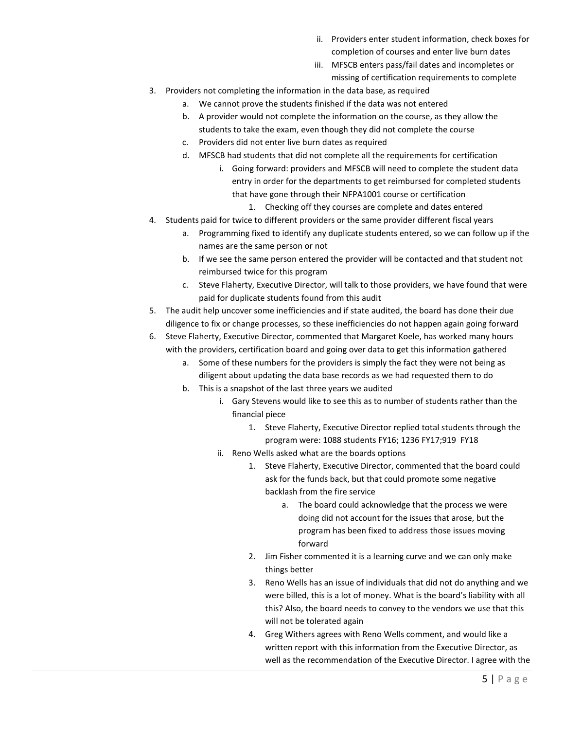- ii. Providers enter student information, check boxes for completion of courses and enter live burn dates
   - iii. MFSCB enters pass/fail dates and incompletes or missing of certification requirements to complete

3. Providers not completing the information in the data base, as required
   - a. We cannot prove the students finished if the data was not entered
   - b. A provider would not complete the information on the course, as they allow the students to take the exam, even though they did not complete the course
   - c. Providers did not enter live burn dates as required
   - d. MFSCB had students that did not complete all the requirements for certification
     - i. Going forward: providers and MFSCB will need to complete the student data entry in order for the departments to get reimbursed for completed students that have gone through their NFPA1001 course or certification
       1. Checking off they courses are complete and dates entered
4. Students paid for twice to different providers or the same provider different fiscal years
   - a. Programming fixed to identify any duplicate students entered, so we can follow up if the names are the same person or not
   - b. If we see the same person entered the provider will be contacted and that student not reimbursed twice for this program
   - c. Steve Flaherty, Executive Director, will talk to those providers, we have found that were paid for duplicate students found from this audit
5. The audit help uncover some inefficiencies and if state audited, the board has done their due diligence to fix or change processes, so these inefficiencies do not happen again going forward
6. Steve Flaherty, Executive Director, commented that Margaret Koele, has worked many hours with the providers, certification board and going over data to get this information gathered
   - a. Some of these numbers for the providers is simply the fact they were not being as diligent about updating the data base records as we had requested them to do
   - b. This is a snapshot of the last three years we audited
     - i. Gary Stevens would like to see this as to number of students rather than the financial piece
       1. Steve Flaherty, Executive Director replied total students through the program were: 1088 students FY16; 1236 FY17;919 FY18
     - ii. Reno Wells asked what are the boards options
       1. Steve Flaherty, Executive Director, commented that the board could ask for the funds back, but that could promote some negative backlash from the fire service
          - a. The board could acknowledge that the process we were doing did not account for the issues that arose, but the program has been fixed to address those issues moving forward
       2. Jim Fisher commented it is a learning curve and we can only make things better
       3. Reno Wells has an issue of individuals that did not do anything and we were billed, this is a lot of money. What is the board's liability with all this? Also, the board needs to convey to the vendors we use that this will not be tolerated again
       4. Greg Withers agrees with Reno Wells comment, and would like a written report with this information from the Executive Director, as well as the recommendation of the Executive Director. I agree with the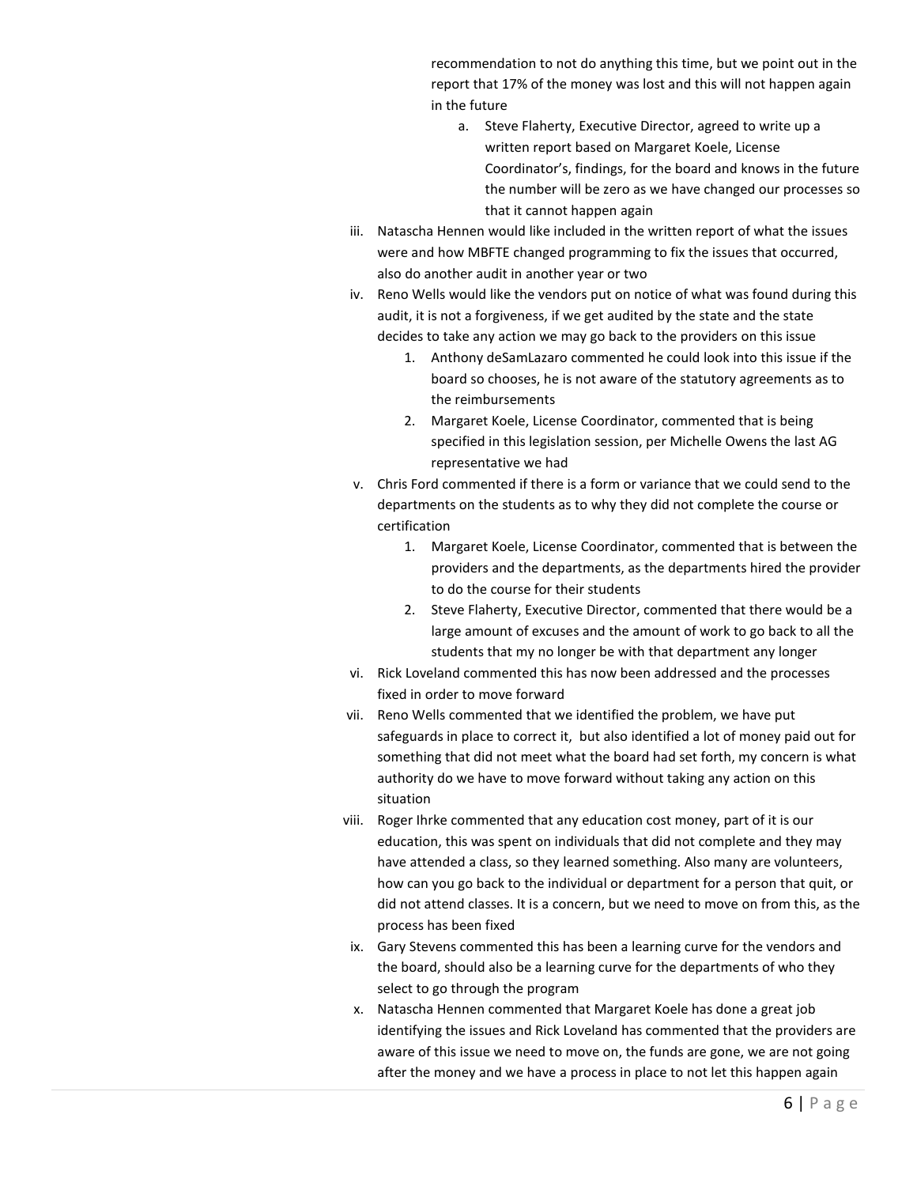recommendation to not do anything this time, but we point out in the report that 17% of the money was lost and this will not happen again in the future

   a. Steve Flaherty, Executive Director, agreed to write up a written report based on Margaret Koele, License Coordinator's, findings, for the board and knows in the future the number will be zero as we have changed our processes so that it cannot happen again

iii. Natascha Hennen would like included in the written report of what the issues were and how MBFTE changed programming to fix the issues that occurred, also do another audit in another year or two

iv. Reno Wells would like the vendors put on notice of what was found during this audit, it is not a forgiveness, if we get audited by the state and the state decides to take any action we may go back to the providers on this issue

   1. Anthony deSamLazaro commented he could look into this issue if the board so chooses, he is not aware of the statutory agreements as to the reimbursements
   2. Margaret Koele, License Coordinator, commented that is being specified in this legislation session, per Michelle Owens the last AG representative we had

v. Chris Ford commented if there is a form or variance that we could send to the departments on the students as to why they did not complete the course or certification

   1. Margaret Koele, License Coordinator, commented that is between the providers and the departments, as the departments hired the provider to do the course for their students
   2. Steve Flaherty, Executive Director, commented that there would be a large amount of excuses and the amount of work to go back to all the students that my no longer be with that department any longer

vi. Rick Loveland commented this has now been addressed and the processes fixed in order to move forward

vii. Reno Wells commented that we identified the problem, we have put safeguards in place to correct it, but also identified a lot of money paid out for something that did not meet what the board had set forth, my concern is what authority do we have to move forward without taking any action on this situation

viii. Roger Ihrke commented that any education cost money, part of it is our education, this was spent on individuals that did not complete and they may have attended a class, so they learned something. Also many are volunteers, how can you go back to the individual or department for a person that quit, or did not attend classes. It is a concern, but we need to move on from this, as the process has been fixed

ix. Gary Stevens commented this has been a learning curve for the vendors and the board, should also be a learning curve for the departments of who they select to go through the program

x. Natascha Hennen commented that Margaret Koele has done a great job identifying the issues and Rick Loveland has commented that the providers are aware of this issue we need to move on, the funds are gone, we are not going after the money and we have a process in place to not let this happen again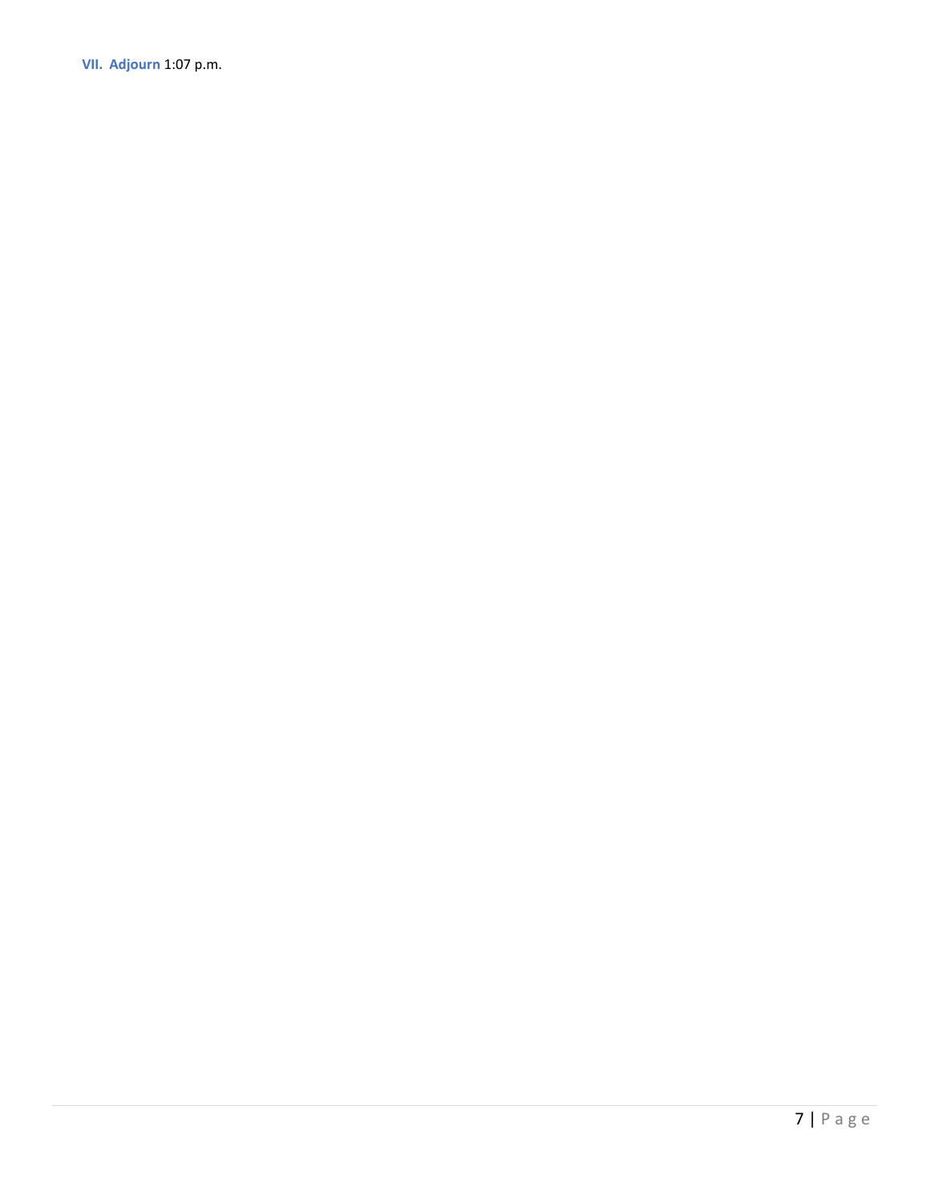**VII. Adjourn** 1:07 p.m.